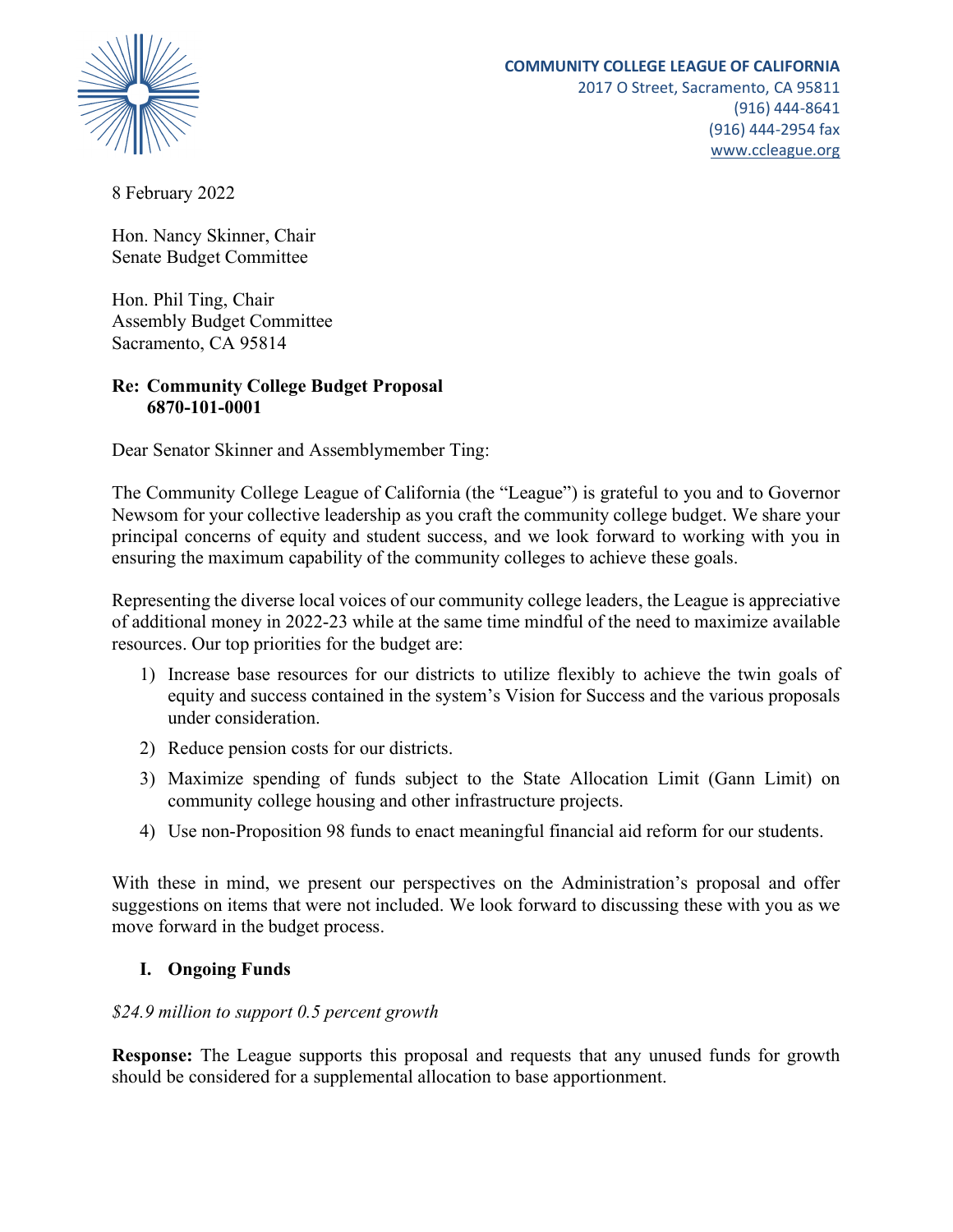**COMMUNITY COLLEGE LEAGUE OF CALIFORNIA**
2017 O Street, Sacramento, CA 95811
(916) 444-8641
(916) 444-2954 fax
www.ccleague.org

8 February 2022

Hon. Nancy Skinner, Chair
Senate Budget Committee

Hon. Phil Ting, Chair
Assembly Budget Committee
Sacramento, CA 95814

**Re: Community College Budget Proposal
6870-101-0001**

Dear Senator Skinner and Assemblymember Ting:

The Community College League of California (the "League") is grateful to you and to Governor Newsom for your collective leadership as you craft the community college budget. We share your principal concerns of equity and student success, and we look forward to working with you in ensuring the maximum capability of the community colleges to achieve these goals.

Representing the diverse local voices of our community college leaders, the League is appreciative of additional money in 2022-23 while at the same time mindful of the need to maximize available resources. Our top priorities for the budget are:

1) Increase base resources for our districts to utilize flexibly to achieve the twin goals of equity and success contained in the system's Vision for Success and the various proposals under consideration.
2) Reduce pension costs for our districts.
3) Maximize spending of funds subject to the State Allocation Limit (Gann Limit) on community college housing and other infrastructure projects.
4) Use non-Proposition 98 funds to enact meaningful financial aid reform for our students.

With these in mind, we present our perspectives on the Administration's proposal and offer suggestions on items that were not included. We look forward to discussing these with you as we move forward in the budget process.

## I. Ongoing Funds

*$24.9 million to support 0.5 percent growth*

**Response:** The League supports this proposal and requests that any unused funds for growth should be considered for a supplemental allocation to base apportionment.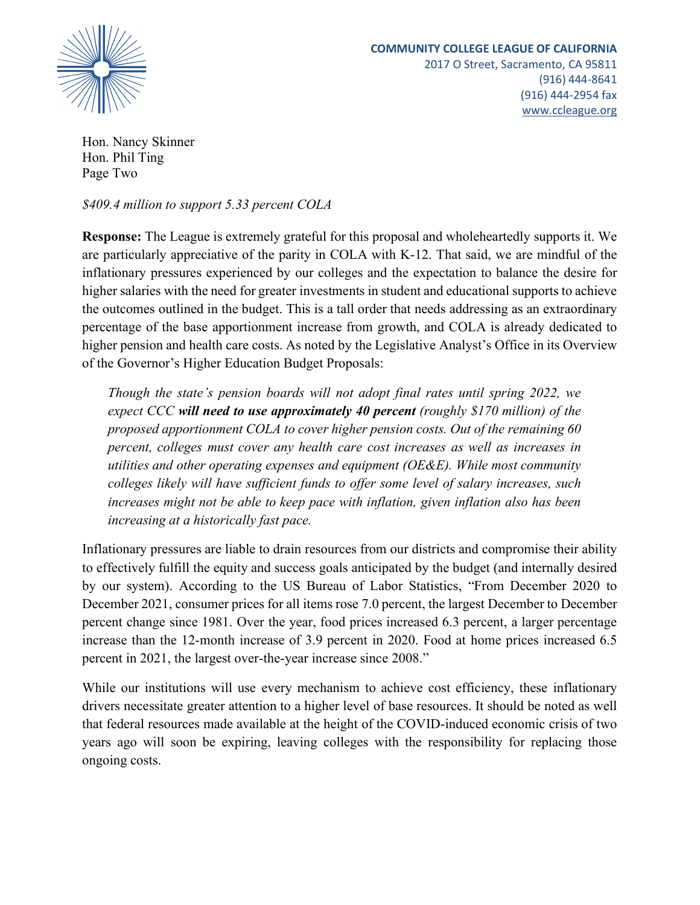Hon. Nancy Skinner
Hon. Phil Ting
Page Two

*$409.4 million to support 5.33 percent COLA*

**Response:** The League is extremely grateful for this proposal and wholeheartedly supports it. We are particularly appreciative of the parity in COLA with K-12. That said, we are mindful of the inflationary pressures experienced by our colleges and the expectation to balance the desire for higher salaries with the need for greater investments in student and educational supports to achieve the outcomes outlined in the budget. This is a tall order that needs addressing as an extraordinary percentage of the base apportionment increase from growth, and COLA is already dedicated to higher pension and health care costs. As noted by the Legislative Analyst's Office in its Overview of the Governor's Higher Education Budget Proposals:

> *Though the state's pension boards will not adopt final rates until spring 2022, we expect CCC* ***will need to use approximately 40 percent*** *(roughly $170 million) of the proposed apportionment COLA to cover higher pension costs. Out of the remaining 60 percent, colleges must cover any health care cost increases as well as increases in utilities and other operating expenses and equipment (OE&E). While most community colleges likely will have sufficient funds to offer some level of salary increases, such increases might not be able to keep pace with inflation, given inflation also has been increasing at a historically fast pace.*

Inflationary pressures are liable to drain resources from our districts and compromise their ability to effectively fulfill the equity and success goals anticipated by the budget (and internally desired by our system). According to the US Bureau of Labor Statistics, "From December 2020 to December 2021, consumer prices for all items rose 7.0 percent, the largest December to December percent change since 1981. Over the year, food prices increased 6.3 percent, a larger percentage increase than the 12-month increase of 3.9 percent in 2020. Food at home prices increased 6.5 percent in 2021, the largest over-the-year increase since 2008."

While our institutions will use every mechanism to achieve cost efficiency, these inflationary drivers necessitate greater attention to a higher level of base resources. It should be noted as well that federal resources made available at the height of the COVID-induced economic crisis of two years ago will soon be expiring, leaving colleges with the responsibility for replacing those ongoing costs.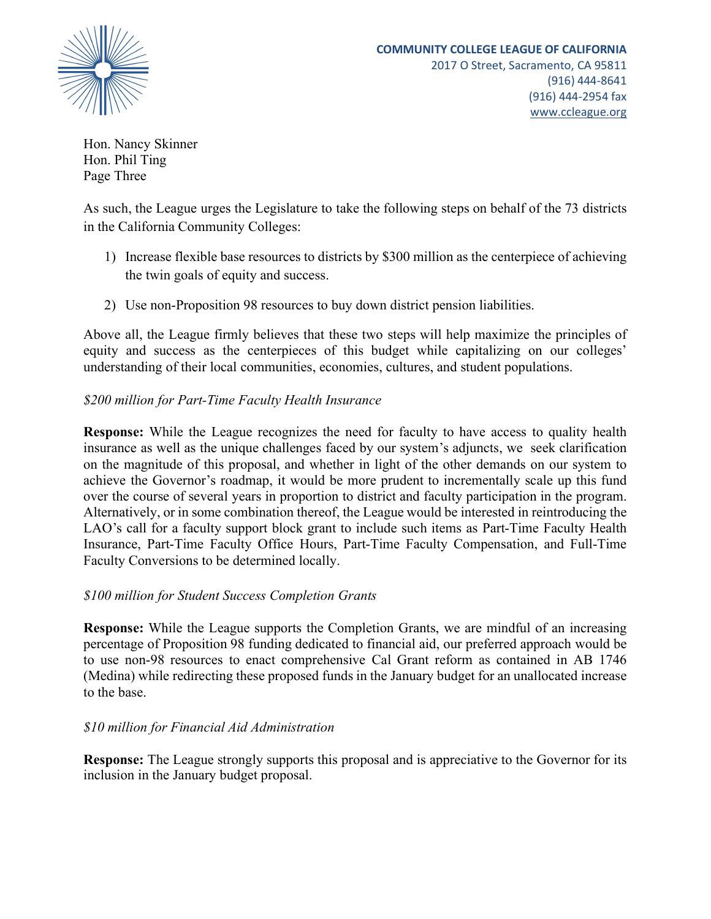Hon. Nancy Skinner
Hon. Phil Ting

As such, the League urges the Legislature to take the following steps on behalf of the 73 districts in the California Community Colleges:

1) Increase flexible base resources to districts by $300 million as the centerpiece of achieving the twin goals of equity and success.

2) Use non-Proposition 98 resources to buy down district pension liabilities.

Above all, the League firmly believes that these two steps will help maximize the principles of equity and success as the centerpieces of this budget while capitalizing on our colleges' understanding of their local communities, economies, cultures, and student populations.

*$200 million for Part-Time Faculty Health Insurance*

**Response:** While the League recognizes the need for faculty to have access to quality health insurance as well as the unique challenges faced by our system's adjuncts, we seek clarification on the magnitude of this proposal, and whether in light of the other demands on our system to achieve the Governor's roadmap, it would be more prudent to incrementally scale up this fund over the course of several years in proportion to district and faculty participation in the program. Alternatively, or in some combination thereof, the League would be interested in reintroducing the LAO's call for a faculty support block grant to include such items as Part-Time Faculty Health Insurance, Part-Time Faculty Office Hours, Part-Time Faculty Compensation, and Full-Time Faculty Conversions to be determined locally.

*$100 million for Student Success Completion Grants*

**Response:** While the League supports the Completion Grants, we are mindful of an increasing percentage of Proposition 98 funding dedicated to financial aid, our preferred approach would be to use non-98 resources to enact comprehensive Cal Grant reform as contained in AB 1746 (Medina) while redirecting these proposed funds in the January budget for an unallocated increase to the base.

*$10 million for Financial Aid Administration*

**Response:** The League strongly supports this proposal and is appreciative to the Governor for its inclusion in the January budget proposal.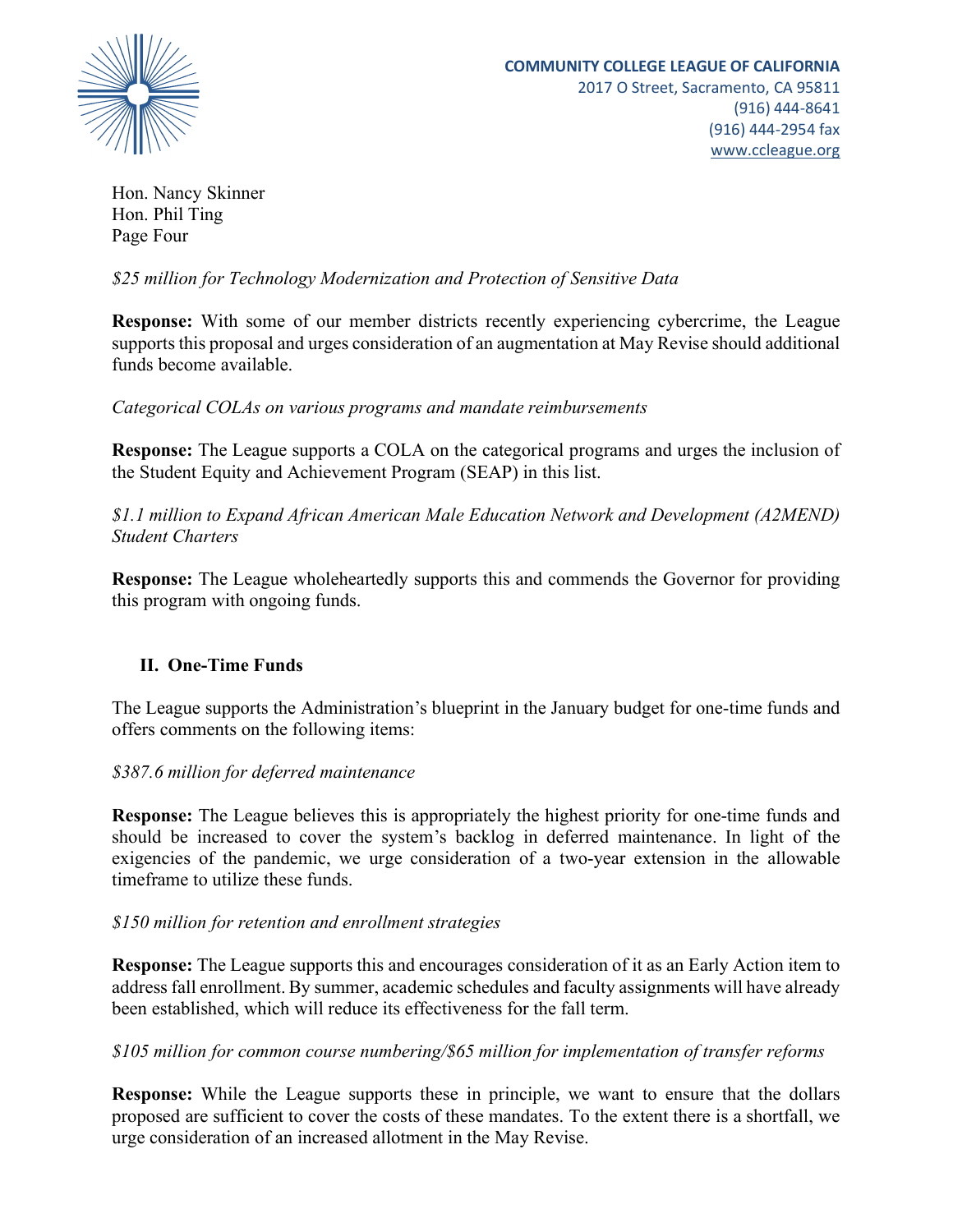Hon. Nancy Skinner
Hon. Phil Ting
Page Four

*$25 million for Technology Modernization and Protection of Sensitive Data*

**Response:** With some of our member districts recently experiencing cybercrime, the League supports this proposal and urges consideration of an augmentation at May Revise should additional funds become available.

*Categorical COLAs on various programs and mandate reimbursements*

**Response:** The League supports a COLA on the categorical programs and urges the inclusion of the Student Equity and Achievement Program (SEAP) in this list.

*$1.1 million to Expand African American Male Education Network and Development (A2MEND) Student Charters*

**Response:** The League wholeheartedly supports this and commends the Governor for providing this program with ongoing funds.

## II. One-Time Funds

The League supports the Administration's blueprint in the January budget for one-time funds and offers comments on the following items:

*$387.6 million for deferred maintenance*

**Response:** The League believes this is appropriately the highest priority for one-time funds and should be increased to cover the system's backlog in deferred maintenance. In light of the exigencies of the pandemic, we urge consideration of a two-year extension in the allowable timeframe to utilize these funds.

*$150 million for retention and enrollment strategies*

**Response:** The League supports this and encourages consideration of it as an Early Action item to address fall enrollment. By summer, academic schedules and faculty assignments will have already been established, which will reduce its effectiveness for the fall term.

*$105 million for common course numbering/$65 million for implementation of transfer reforms*

**Response:** While the League supports these in principle, we want to ensure that the dollars proposed are sufficient to cover the costs of these mandates. To the extent there is a shortfall, we urge consideration of an increased allotment in the May Revise.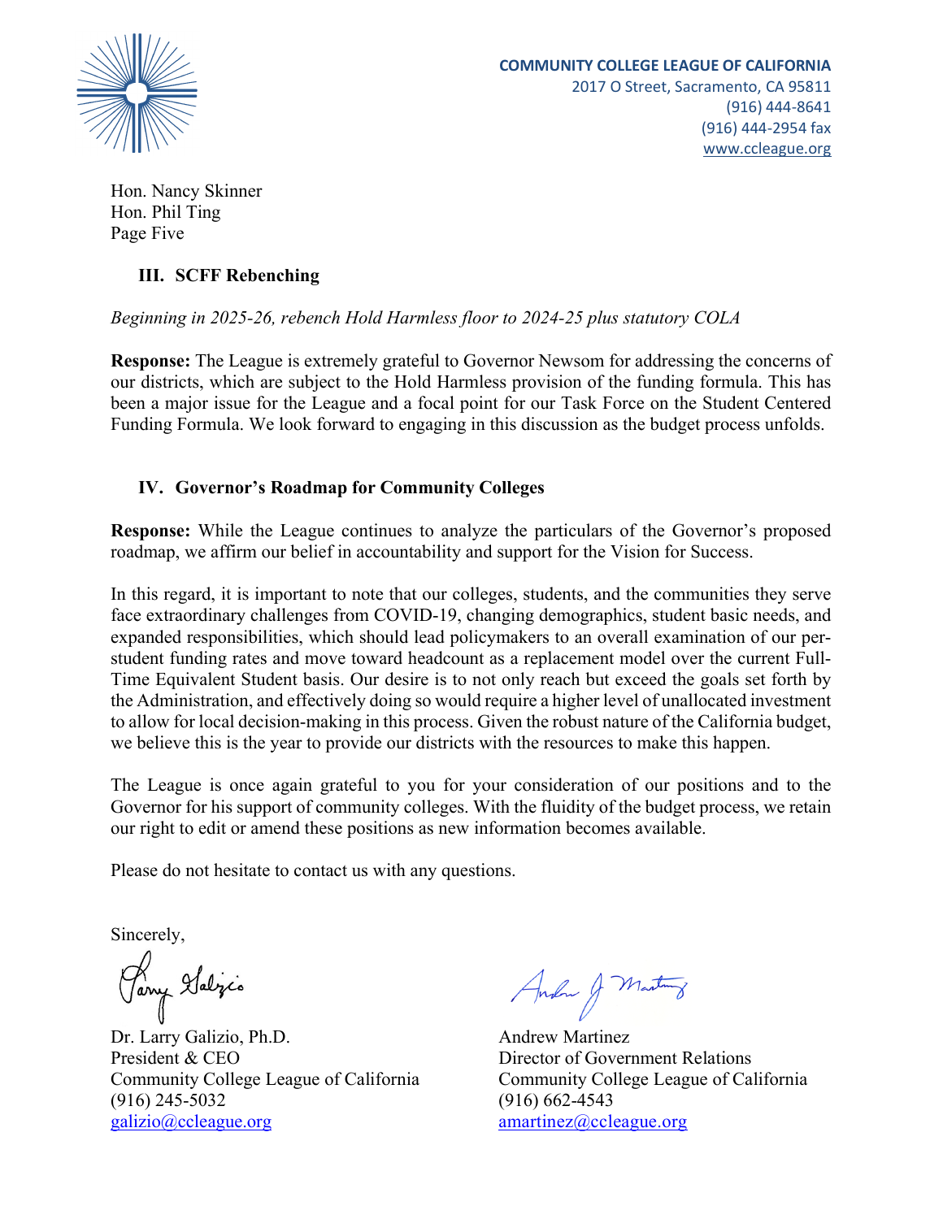Hon. Nancy Skinner
Hon. Phil Ting
Page Five

### III. SCFF Rebenching

*Beginning in 2025-26, rebench Hold Harmless floor to 2024-25 plus statutory COLA*

**Response:** The League is extremely grateful to Governor Newsom for addressing the concerns of our districts, which are subject to the Hold Harmless provision of the funding formula. This has been a major issue for the League and a focal point for our Task Force on the Student Centered Funding Formula. We look forward to engaging in this discussion as the budget process unfolds.

### IV. Governor's Roadmap for Community Colleges

**Response:** While the League continues to analyze the particulars of the Governor's proposed roadmap, we affirm our belief in accountability and support for the Vision for Success.

In this regard, it is important to note that our colleges, students, and the communities they serve face extraordinary challenges from COVID-19, changing demographics, student basic needs, and expanded responsibilities, which should lead policymakers to an overall examination of our per-student funding rates and move toward headcount as a replacement model over the current Full-Time Equivalent Student basis. Our desire is to not only reach but exceed the goals set forth by the Administration, and effectively doing so would require a higher level of unallocated investment to allow for local decision-making in this process. Given the robust nature of the California budget, we believe this is the year to provide our districts with the resources to make this happen.

The League is once again grateful to you for your consideration of our positions and to the Governor for his support of community colleges. With the fluidity of the budget process, we retain our right to edit or amend these positions as new information becomes available.

Please do not hesitate to contact us with any questions.

Sincerely,

Dr. Larry Galizio, Ph.D.
President & CEO
Community College League of California
(916) 245-5032
galizio@ccleague.org

Andrew Martinez
Director of Government Relations
Community College League of California
(916) 662-4543
amartinez@ccleague.org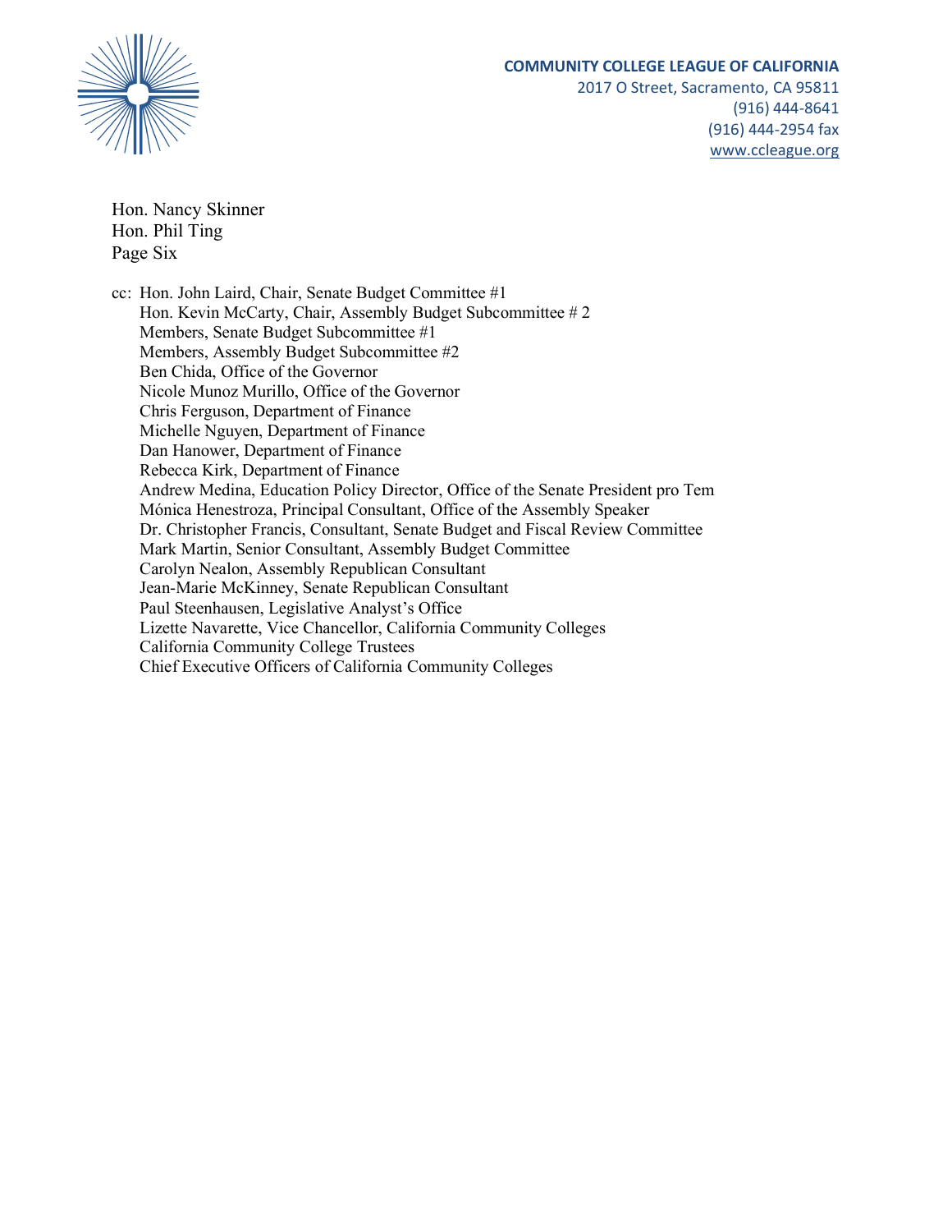**COMMUNITY COLLEGE LEAGUE OF CALIFORNIA**
2017 O Street, Sacramento, CA 95811
(916) 444-8641
(916) 444-2954 fax
www.ccleague.org

Hon. Nancy Skinner
Hon. Phil Ting
Page Six

cc: Hon. John Laird, Chair, Senate Budget Committee #1
Hon. Kevin McCarty, Chair, Assembly Budget Subcommittee # 2
Members, Senate Budget Subcommittee #1
Members, Assembly Budget Subcommittee #2
Ben Chida, Office of the Governor
Nicole Munoz Murillo, Office of the Governor
Chris Ferguson, Department of Finance
Michelle Nguyen, Department of Finance
Dan Hanower, Department of Finance
Rebecca Kirk, Department of Finance
Andrew Medina, Education Policy Director, Office of the Senate President pro Tem
Mónica Henestroza, Principal Consultant, Office of the Assembly Speaker
Dr. Christopher Francis, Consultant, Senate Budget and Fiscal Review Committee
Mark Martin, Senior Consultant, Assembly Budget Committee
Carolyn Nealon, Assembly Republican Consultant
Jean-Marie McKinney, Senate Republican Consultant
Paul Steenhausen, Legislative Analyst's Office
Lizette Navarette, Vice Chancellor, California Community Colleges
California Community College Trustees
Chief Executive Officers of California Community Colleges